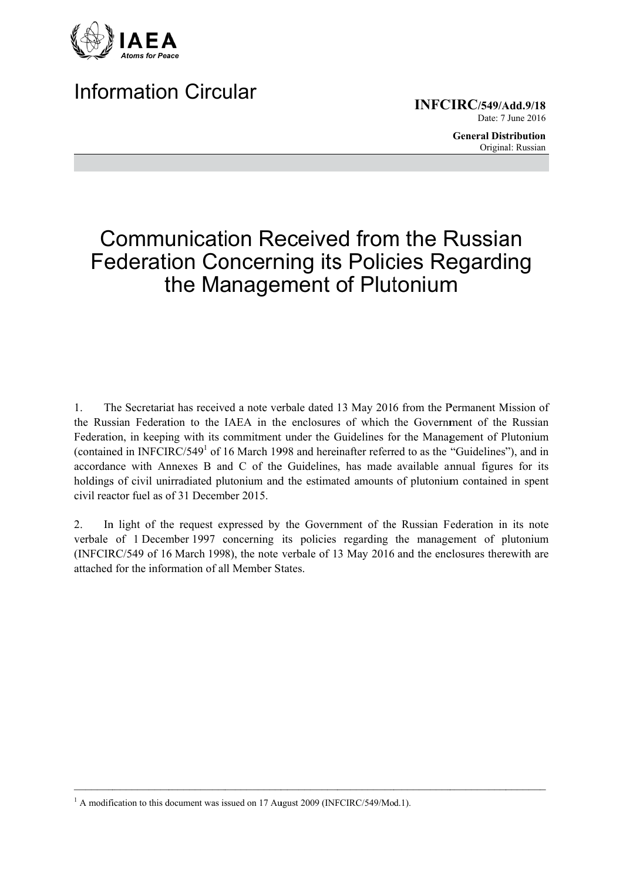IAEA

Atoms for Peace

# Information Circular

**INFCIRC/549/Add.9/18**
Date: 7 June 2016

**General Distribution**
Original: Russian

# Communication Received from the Russian Federation Concerning its Policies Regarding the Management of Plutonium

1. The Secretariat has received a note verbale dated 13 May 2016 from the Permanent Mission of the Russian Federation to the IAEA in the enclosures of which the Government of the Russian Federation, in keeping with its commitment under the Guidelines for the Management of Plutonium (contained in INFCIRC/549[1] of 16 March 1998 and hereinafter referred to as the "Guidelines"), and in accordance with Annexes B and C of the Guidelines, has made available annual figures for its holdings of civil unirradiated plutonium and the estimated amounts of plutonium contained in spent civil reactor fuel as of 31 December 2015.

2. In light of the request expressed by the Government of the Russian Federation in its note verbale of 1 December 1997 concerning its policies regarding the management of plutonium (INFCIRC/549 of 16 March 1998), the note verbale of 13 May 2016 and the enclosures therewith are attached for the information of all Member States.

---

[1] A modification to this document was issued on 17 August 2009 (INFCIRC/549/Mod.1).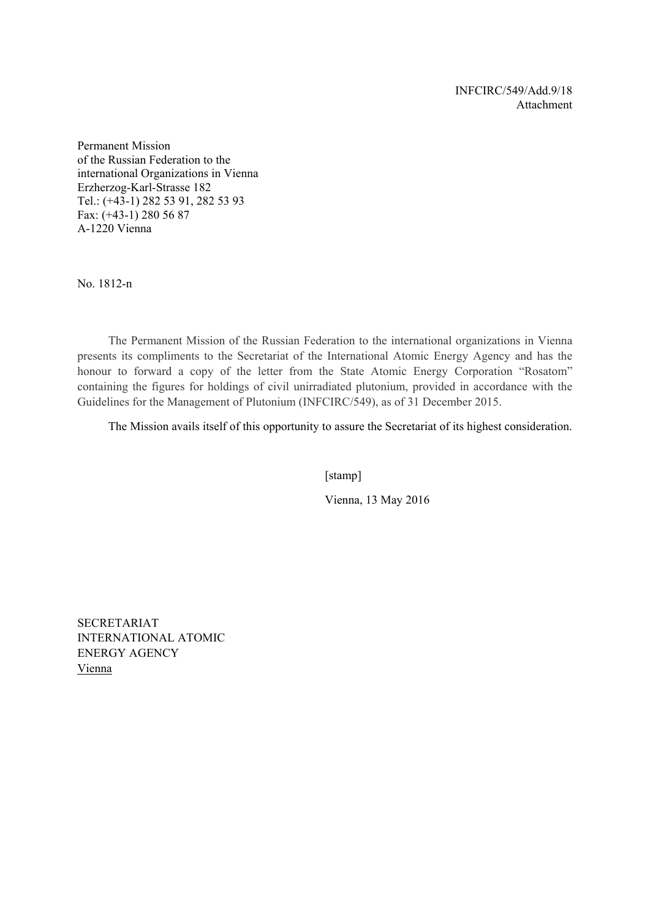INFCIRC/549/Add.9/18
Attachment

Permanent Mission
of the Russian Federation to the
international Organizations in Vienna
Erzherzog-Karl-Strasse 182
Tel.: (+43-1) 282 53 91, 282 53 93
Fax: (+43-1) 280 56 87
A-1220 Vienna

No. 1812-n

The Permanent Mission of the Russian Federation to the international organizations in Vienna presents its compliments to the Secretariat of the International Atomic Energy Agency and has the honour to forward a copy of the letter from the State Atomic Energy Corporation "Rosatom" containing the figures for holdings of civil unirradiated plutonium, provided in accordance with the Guidelines for the Management of Plutonium (INFCIRC/549), as of 31 December 2015.

The Mission avails itself of this opportunity to assure the Secretariat of its highest consideration.

[stamp]

Vienna, 13 May 2016

SECRETARIAT
INTERNATIONAL ATOMIC
ENERGY AGENCY
Vienna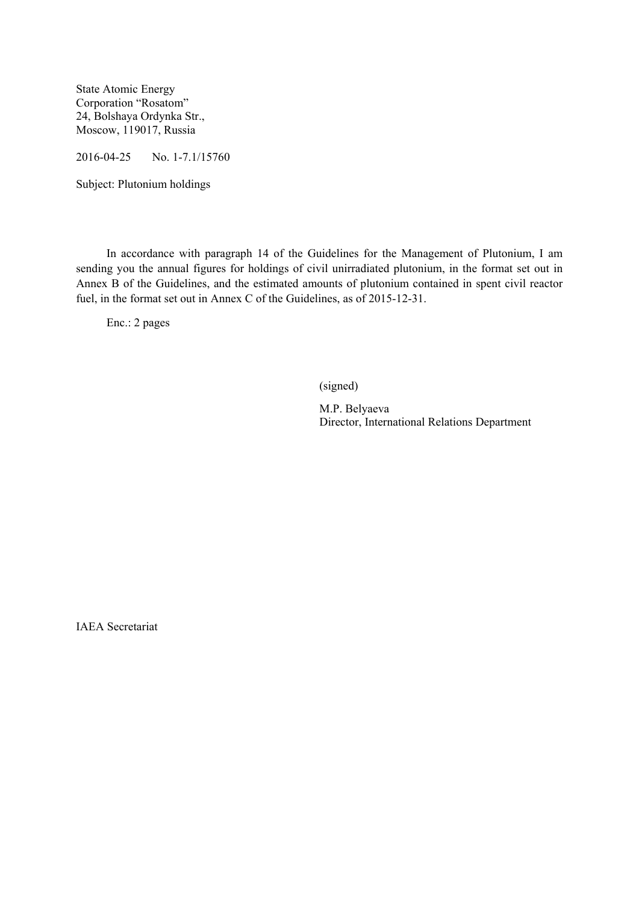State Atomic Energy
Corporation "Rosatom"
24, Bolshaya Ordynka Str.,
Moscow, 119017, Russia

2016-04-25 No. 1-7.1/15760

Subject: Plutonium holdings

In accordance with paragraph 14 of the Guidelines for the Management of Plutonium, I am sending you the annual figures for holdings of civil unirradiated plutonium, in the format set out in Annex B of the Guidelines, and the estimated amounts of plutonium contained in spent civil reactor fuel, in the format set out in Annex C of the Guidelines, as of 2015-12-31.

Enc.: 2 pages

(signed)

M.P. Belyaeva
Director, International Relations Department

IAEA Secretariat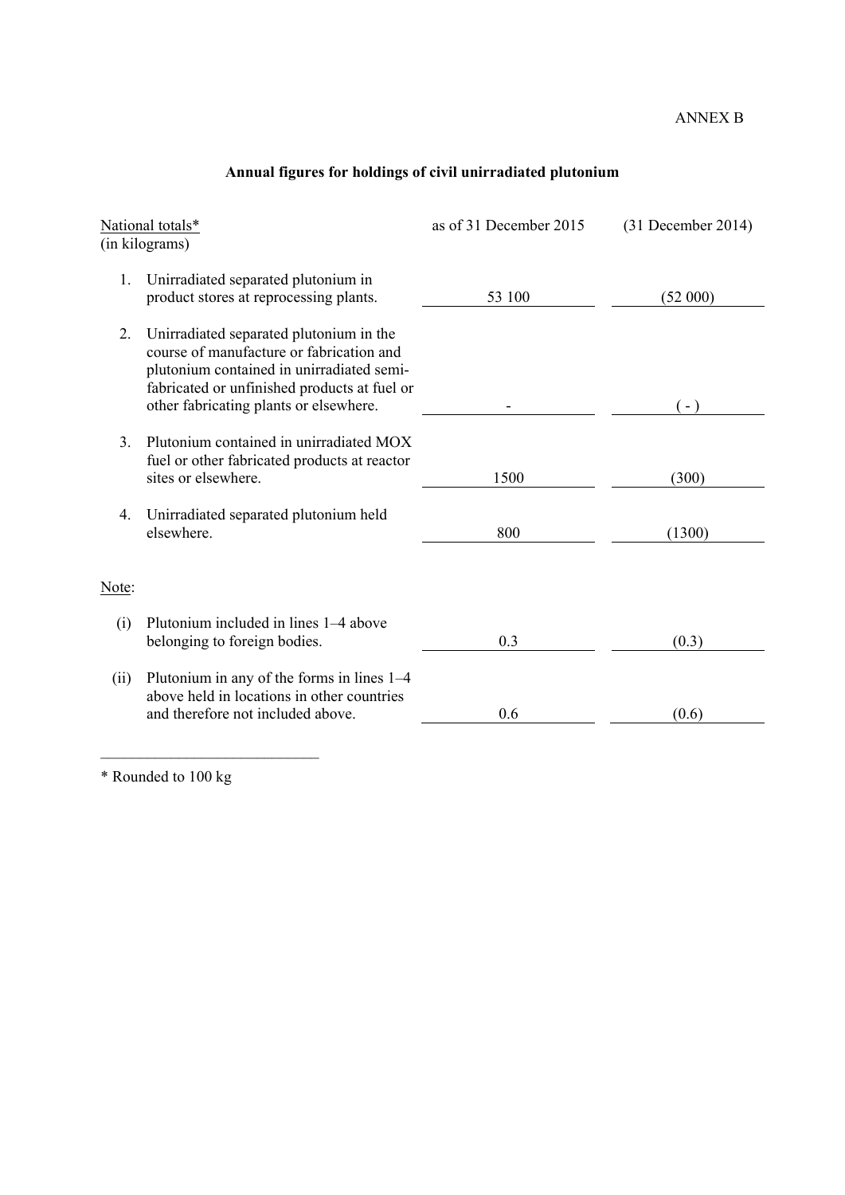ANNEX B

## Annual figures for holdings of civil unirradiated plutonium

| National totals* (in kilograms) | | as of 31 December 2015 | (31 December 2014) |
|---|---|---|---|
| 1. | Unirradiated separated plutonium in product stores at reprocessing plants. | 53 100 | (52 000) |
| 2. | Unirradiated separated plutonium in the course of manufacture or fabrication and plutonium contained in unirradiated semi-fabricated or unfinished products at fuel or other fabricating plants or elsewhere. | - | ( - ) |
| 3. | Plutonium contained in unirradiated MOX fuel or other fabricated products at reactor sites or elsewhere. | 1500 | (300) |
| 4. | Unirradiated separated plutonium held elsewhere. | 800 | (1300) |
| Note: | | | |
| (i) | Plutonium included in lines 1–4 above belonging to foreign bodies. | 0.3 | (0.3) |
| (ii) | Plutonium in any of the forms in lines 1–4 above held in locations in other countries and therefore not included above. | 0.6 | (0.6) |

* Rounded to 100 kg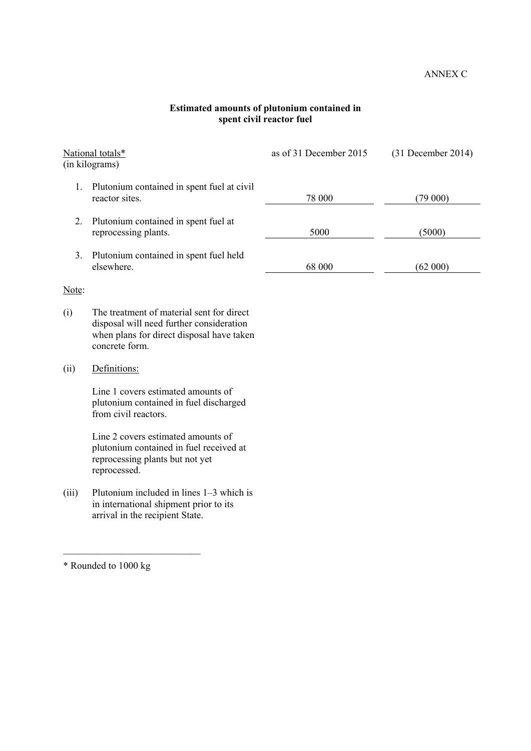ANNEX C

**Estimated amounts of plutonium contained in spent civil reactor fuel**

| National totals* (in kilograms) | as of 31 December 2015 | (31 December 2014) |
|---|---|---|
| 1. Plutonium contained in spent fuel at civil reactor sites. | 78 000 | (79 000) |
| 2. Plutonium contained in spent fuel at reprocessing plants. | 5000 | (5000) |
| 3. Plutonium contained in spent fuel held elsewhere. | 68 000 | (62 000) |

Note:

(i) The treatment of material sent for direct disposal will need further consideration when plans for direct disposal have taken concrete form.

(ii) Definitions:

Line 1 covers estimated amounts of plutonium contained in fuel discharged from civil reactors.

Line 2 covers estimated amounts of plutonium contained in fuel received at reprocessing plants but not yet reprocessed.

(iii) Plutonium included in lines 1–3 which is in international shipment prior to its arrival in the recipient State.

---

* Rounded to 1000 kg